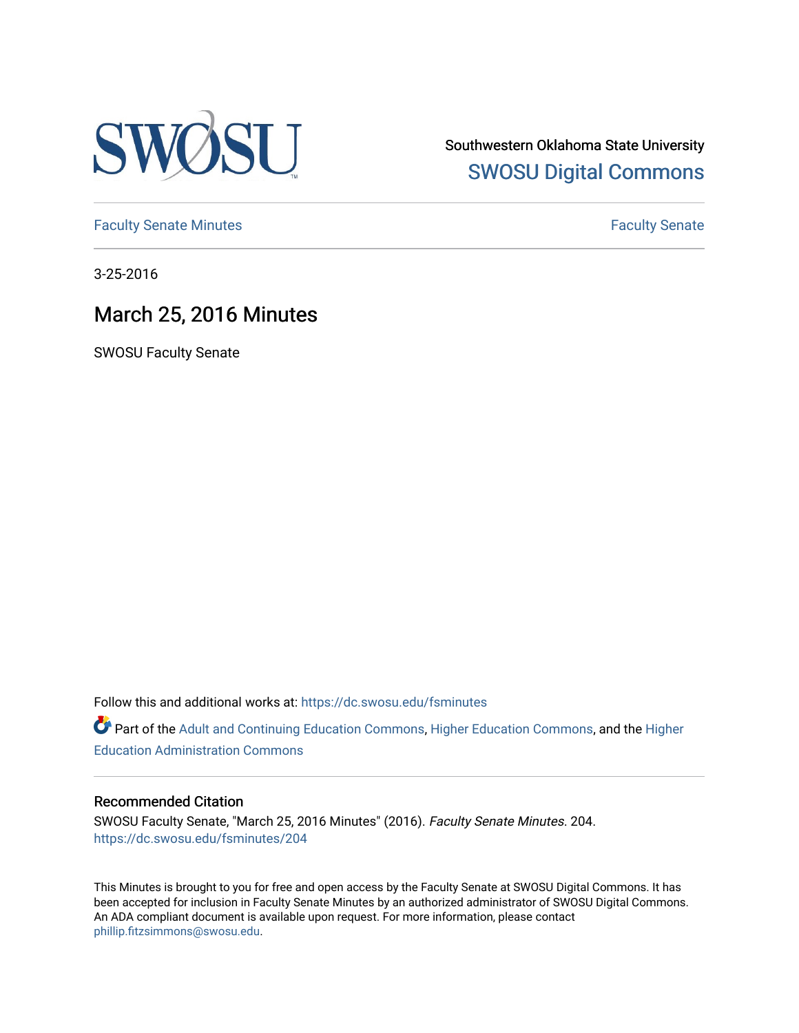Southwestern Oklahoma State University

SWOSU Digital Commons

Faculty Senate Minutes

Faculty Senate

3-25-2016

# March 25, 2016 Minutes

SWOSU Faculty Senate

Follow this and additional works at: https://dc.swosu.edu/fsminutes

Part of the Adult and Continuing Education Commons, Higher Education Commons, and the Higher Education Administration Commons

## Recommended Citation

SWOSU Faculty Senate, "March 25, 2016 Minutes" (2016). *Faculty Senate Minutes*. 204.
https://dc.swosu.edu/fsminutes/204

This Minutes is brought to you for free and open access by the Faculty Senate at SWOSU Digital Commons. It has been accepted for inclusion in Faculty Senate Minutes by an authorized administrator of SWOSU Digital Commons. An ADA compliant document is available upon request. For more information, please contact phillip.fitzsimmons@swosu.edu.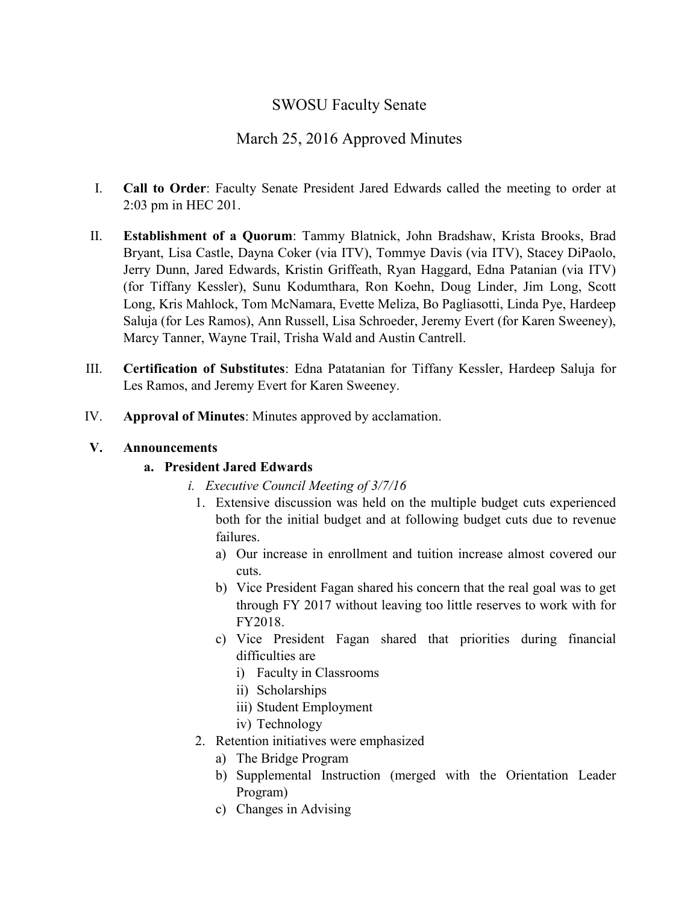# SWOSU Faculty Senate

## March 25, 2016 Approved Minutes

I. **Call to Order**: Faculty Senate President Jared Edwards called the meeting to order at 2:03 pm in HEC 201.

II. **Establishment of a Quorum**: Tammy Blatnick, John Bradshaw, Krista Brooks, Brad Bryant, Lisa Castle, Dayna Coker (via ITV), Tommye Davis (via ITV), Stacey DiPaolo, Jerry Dunn, Jared Edwards, Kristin Griffeath, Ryan Haggard, Edna Patanian (via ITV) (for Tiffany Kessler), Sunu Kodumthara, Ron Koehn, Doug Linder, Jim Long, Scott Long, Kris Mahlock, Tom McNamara, Evette Meliza, Bo Pagliasotti, Linda Pye, Hardeep Saluja (for Les Ramos), Ann Russell, Lisa Schroeder, Jeremy Evert (for Karen Sweeney), Marcy Tanner, Wayne Trail, Trisha Wald and Austin Cantrell.

III. **Certification of Substitutes**: Edna Patatanian for Tiffany Kessler, Hardeep Saluja for Les Ramos, and Jeremy Evert for Karen Sweeney.

IV. **Approval of Minutes**: Minutes approved by acclamation.

V. **Announcements**

a. **President Jared Edwards**

i. *Executive Council Meeting of 3/7/16*

1. Extensive discussion was held on the multiple budget cuts experienced both for the initial budget and at following budget cuts due to revenue failures.
   a) Our increase in enrollment and tuition increase almost covered our cuts.
   b) Vice President Fagan shared his concern that the real goal was to get through FY 2017 without leaving too little reserves to work with for FY2018.
   c) Vice President Fagan shared that priorities during financial difficulties are
      i) Faculty in Classrooms
      ii) Scholarships
      iii) Student Employment
      iv) Technology
2. Retention initiatives were emphasized
   a) The Bridge Program
   b) Supplemental Instruction (merged with the Orientation Leader Program)
   c) Changes in Advising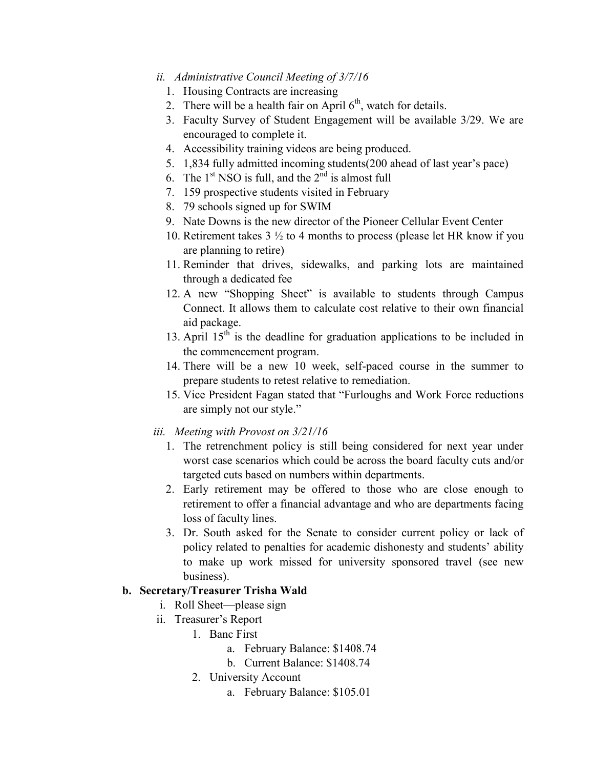ii. *Administrative Council Meeting of 3/7/16*

1. Housing Contracts are increasing
2. There will be a health fair on April 6th, watch for details.
3. Faculty Survey of Student Engagement will be available 3/29. We are encouraged to complete it.
4. Accessibility training videos are being produced.
5. 1,834 fully admitted incoming students(200 ahead of last year's pace)
6. The 1st NSO is full, and the 2nd is almost full
7. 159 prospective students visited in February
8. 79 schools signed up for SWIM
9. Nate Downs is the new director of the Pioneer Cellular Event Center
10. Retirement takes 3 ½ to 4 months to process (please let HR know if you are planning to retire)
11. Reminder that drives, sidewalks, and parking lots are maintained through a dedicated fee
12. A new "Shopping Sheet" is available to students through Campus Connect. It allows them to calculate cost relative to their own financial aid package.
13. April 15th is the deadline for graduation applications to be included in the commencement program.
14. There will be a new 10 week, self-paced course in the summer to prepare students to retest relative to remediation.
15. Vice President Fagan stated that "Furloughs and Work Force reductions are simply not our style."

iii. *Meeting with Provost on 3/21/16*

1. The retrenchment policy is still being considered for next year under worst case scenarios which could be across the board faculty cuts and/or targeted cuts based on numbers within departments.
2. Early retirement may be offered to those who are close enough to retirement to offer a financial advantage and who are departments facing loss of faculty lines.
3. Dr. South asked for the Senate to consider current policy or lack of policy related to penalties for academic dishonesty and students' ability to make up work missed for university sponsored travel (see new business).

**b. Secretary/Treasurer Trisha Wald**

i. Roll Sheet—please sign

ii. Treasurer's Report

1. Banc First
   a. February Balance: $1408.74
   b. Current Balance: $1408.74
2. University Account
   a. February Balance: $105.01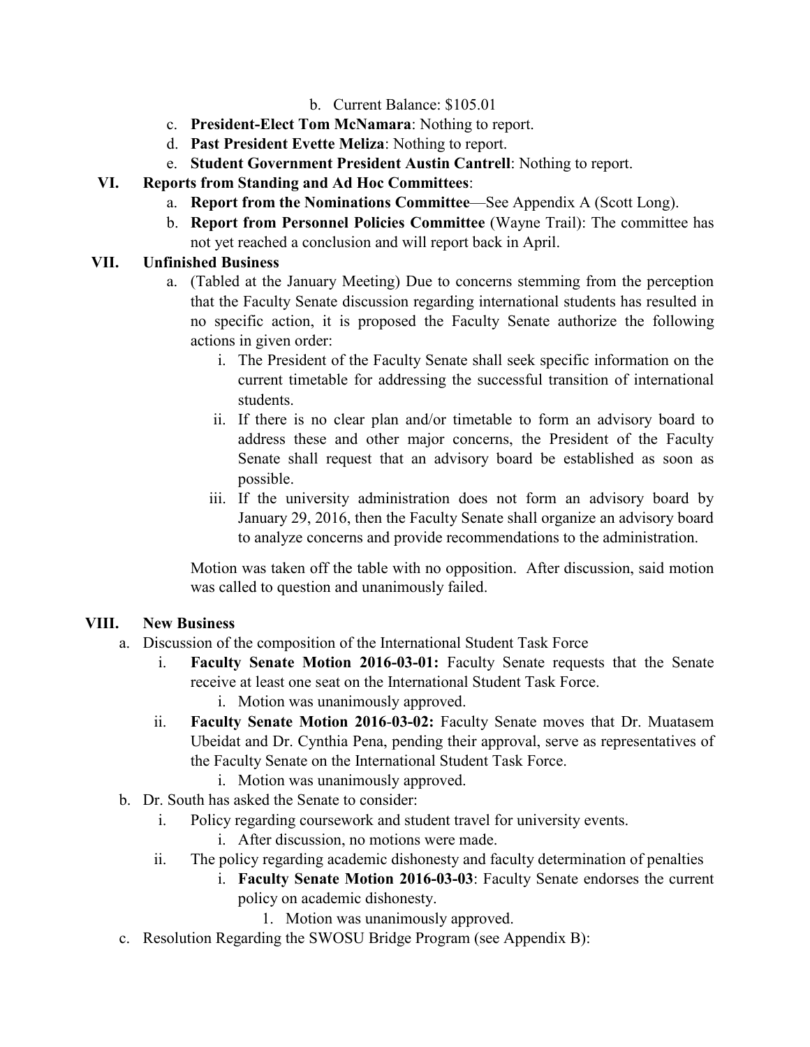b. Current Balance: $105.01

c. **President-Elect Tom McNamara**: Nothing to report.

d. **Past President Evette Meliza**: Nothing to report.

e. **Student Government President Austin Cantrell**: Nothing to report.

VI. **Reports from Standing and Ad Hoc Committees**:

a. **Report from the Nominations Committee**—See Appendix A (Scott Long).

b. **Report from Personnel Policies Committee** (Wayne Trail): The committee has not yet reached a conclusion and will report back in April.

VII. **Unfinished Business**

a. (Tabled at the January Meeting) Due to concerns stemming from the perception that the Faculty Senate discussion regarding international students has resulted in no specific action, it is proposed the Faculty Senate authorize the following actions in given order:

i. The President of the Faculty Senate shall seek specific information on the current timetable for addressing the successful transition of international students.

ii. If there is no clear plan and/or timetable to form an advisory board to address these and other major concerns, the President of the Faculty Senate shall request that an advisory board be established as soon as possible.

iii. If the university administration does not form an advisory board by January 29, 2016, then the Faculty Senate shall organize an advisory board to analyze concerns and provide recommendations to the administration.

Motion was taken off the table with no opposition. After discussion, said motion was called to question and unanimously failed.

VIII. **New Business**

a. Discussion of the composition of the International Student Task Force

i. **Faculty Senate Motion 2016-03-01:** Faculty Senate requests that the Senate receive at least one seat on the International Student Task Force.

i. Motion was unanimously approved.

ii. **Faculty Senate Motion 2016-03-02:** Faculty Senate moves that Dr. Muatasem Ubeidat and Dr. Cynthia Pena, pending their approval, serve as representatives of the Faculty Senate on the International Student Task Force.

i. Motion was unanimously approved.

b. Dr. South has asked the Senate to consider:

i. Policy regarding coursework and student travel for university events.

i. After discussion, no motions were made.

ii. The policy regarding academic dishonesty and faculty determination of penalties

i. **Faculty Senate Motion 2016-03-03**: Faculty Senate endorses the current policy on academic dishonesty.

1. Motion was unanimously approved.

c. Resolution Regarding the SWOSU Bridge Program (see Appendix B):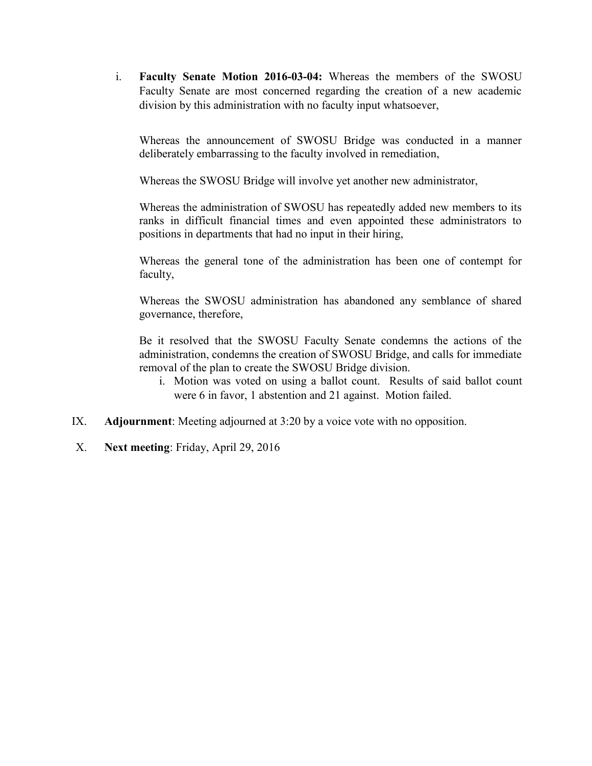i. **Faculty Senate Motion 2016-03-04:** Whereas the members of the SWOSU Faculty Senate are most concerned regarding the creation of a new academic division by this administration with no faculty input whatsoever,

   Whereas the announcement of SWOSU Bridge was conducted in a manner deliberately embarrassing to the faculty involved in remediation,

   Whereas the SWOSU Bridge will involve yet another new administrator,

   Whereas the administration of SWOSU has repeatedly added new members to its ranks in difficult financial times and even appointed these administrators to positions in departments that had no input in their hiring,

   Whereas the general tone of the administration has been one of contempt for faculty,

   Whereas the SWOSU administration has abandoned any semblance of shared governance, therefore,

   Be it resolved that the SWOSU Faculty Senate condemns the actions of the administration, condemns the creation of SWOSU Bridge, and calls for immediate removal of the plan to create the SWOSU Bridge division.

   i. Motion was voted on using a ballot count. Results of said ballot count were 6 in favor, 1 abstention and 21 against. Motion failed.

IX. **Adjournment**: Meeting adjourned at 3:20 by a voice vote with no opposition.

X. **Next meeting**: Friday, April 29, 2016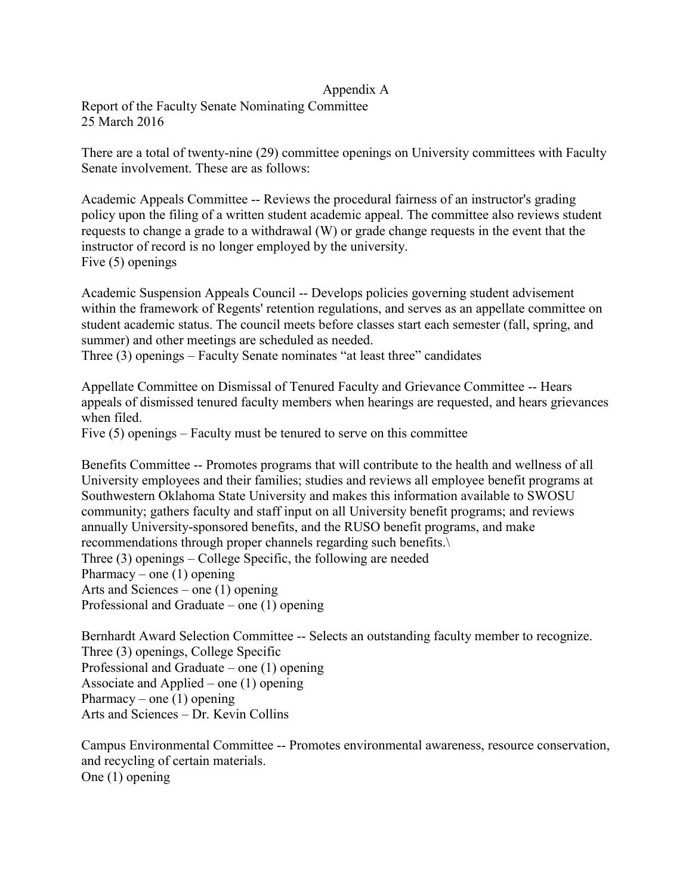# Appendix A

Report of the Faculty Senate Nominating Committee
25 March 2016

There are a total of twenty-nine (29) committee openings on University committees with Faculty Senate involvement. These are as follows:

Academic Appeals Committee -- Reviews the procedural fairness of an instructor's grading policy upon the filing of a written student academic appeal. The committee also reviews student requests to change a grade to a withdrawal (W) or grade change requests in the event that the instructor of record is no longer employed by the university.
Five (5) openings

Academic Suspension Appeals Council -- Develops policies governing student advisement within the framework of Regents' retention regulations, and serves as an appellate committee on student academic status. The council meets before classes start each semester (fall, spring, and summer) and other meetings are scheduled as needed.
Three (3) openings – Faculty Senate nominates "at least three" candidates

Appellate Committee on Dismissal of Tenured Faculty and Grievance Committee -- Hears appeals of dismissed tenured faculty members when hearings are requested, and hears grievances when filed.
Five (5) openings – Faculty must be tenured to serve on this committee

Benefits Committee -- Promotes programs that will contribute to the health and wellness of all University employees and their families; studies and reviews all employee benefit programs at Southwestern Oklahoma State University and makes this information available to SWOSU community; gathers faculty and staff input on all University benefit programs; and reviews annually University-sponsored benefits, and the RUSO benefit programs, and make recommendations through proper channels regarding such benefits.\
Three (3) openings – College Specific, the following are needed
Pharmacy – one (1) opening
Arts and Sciences – one (1) opening
Professional and Graduate – one (1) opening

Bernhardt Award Selection Committee -- Selects an outstanding faculty member to recognize.
Three (3) openings, College Specific
Professional and Graduate – one (1) opening
Associate and Applied – one (1) opening
Pharmacy – one (1) opening
Arts and Sciences – Dr. Kevin Collins

Campus Environmental Committee -- Promotes environmental awareness, resource conservation, and recycling of certain materials.
One (1) opening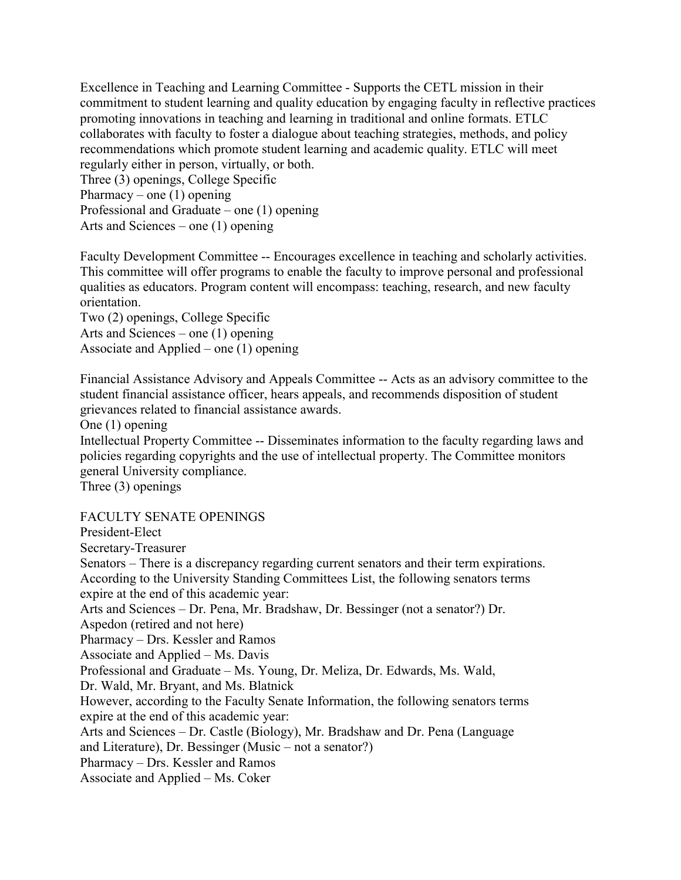Excellence in Teaching and Learning Committee - Supports the CETL mission in their commitment to student learning and quality education by engaging faculty in reflective practices promoting innovations in teaching and learning in traditional and online formats. ETLC collaborates with faculty to foster a dialogue about teaching strategies, methods, and policy recommendations which promote student learning and academic quality. ETLC will meet regularly either in person, virtually, or both.
Three (3) openings, College Specific
Pharmacy – one (1) opening
Professional and Graduate – one (1) opening
Arts and Sciences – one (1) opening

Faculty Development Committee -- Encourages excellence in teaching and scholarly activities. This committee will offer programs to enable the faculty to improve personal and professional qualities as educators. Program content will encompass: teaching, research, and new faculty orientation.
Two (2) openings, College Specific
Arts and Sciences – one (1) opening
Associate and Applied – one (1) opening

Financial Assistance Advisory and Appeals Committee -- Acts as an advisory committee to the student financial assistance officer, hears appeals, and recommends disposition of student grievances related to financial assistance awards.
One (1) opening
Intellectual Property Committee -- Disseminates information to the faculty regarding laws and policies regarding copyrights and the use of intellectual property. The Committee monitors general University compliance.
Three (3) openings

FACULTY SENATE OPENINGS
President-Elect
Secretary-Treasurer
Senators – There is a discrepancy regarding current senators and their term expirations. According to the University Standing Committees List, the following senators terms expire at the end of this academic year:
Arts and Sciences – Dr. Pena, Mr. Bradshaw, Dr. Bessinger (not a senator?) Dr. Aspedon (retired and not here)
Pharmacy – Drs. Kessler and Ramos
Associate and Applied – Ms. Davis
Professional and Graduate – Ms. Young, Dr. Meliza, Dr. Edwards, Ms. Wald, Dr. Wald, Mr. Bryant, and Ms. Blatnick
However, according to the Faculty Senate Information, the following senators terms expire at the end of this academic year:
Arts and Sciences – Dr. Castle (Biology), Mr. Bradshaw and Dr. Pena (Language and Literature), Dr. Bessinger (Music – not a senator?)
Pharmacy – Drs. Kessler and Ramos
Associate and Applied – Ms. Coker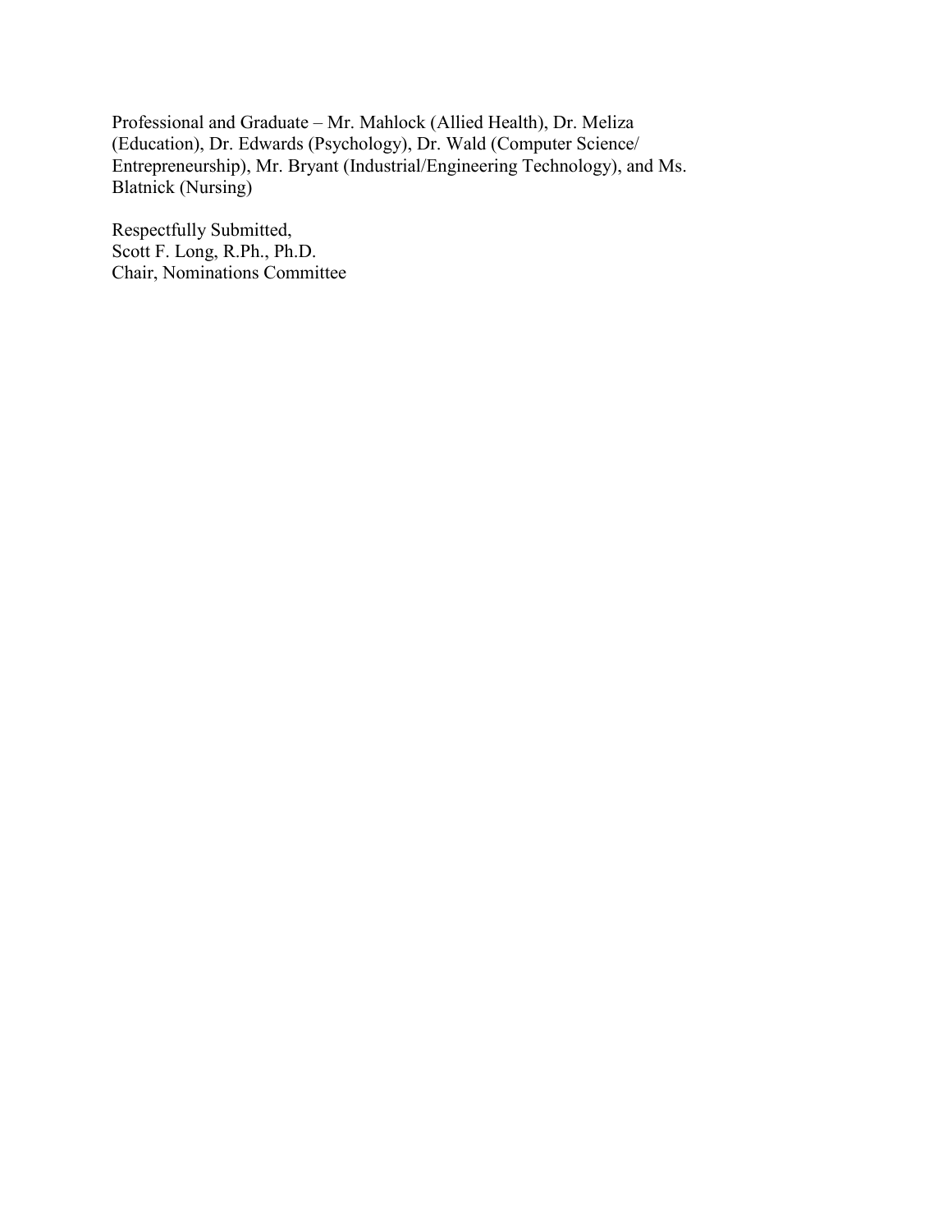Professional and Graduate – Mr. Mahlock (Allied Health), Dr. Meliza (Education), Dr. Edwards (Psychology), Dr. Wald (Computer Science/ Entrepreneurship), Mr. Bryant (Industrial/Engineering Technology), and Ms. Blatnick (Nursing)

Respectfully Submitted,
Scott F. Long, R.Ph., Ph.D.
Chair, Nominations Committee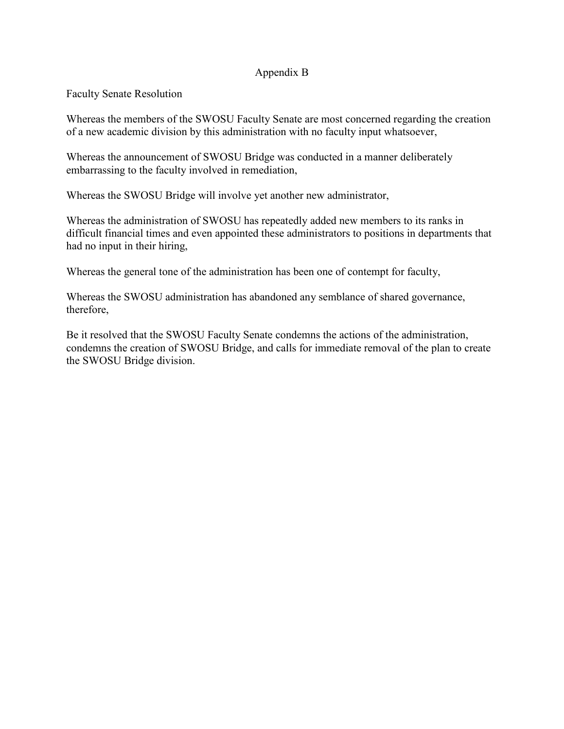# Appendix B

## Faculty Senate Resolution

Whereas the members of the SWOSU Faculty Senate are most concerned regarding the creation of a new academic division by this administration with no faculty input whatsoever,

Whereas the announcement of SWOSU Bridge was conducted in a manner deliberately embarrassing to the faculty involved in remediation,

Whereas the SWOSU Bridge will involve yet another new administrator,

Whereas the administration of SWOSU has repeatedly added new members to its ranks in difficult financial times and even appointed these administrators to positions in departments that had no input in their hiring,

Whereas the general tone of the administration has been one of contempt for faculty,

Whereas the SWOSU administration has abandoned any semblance of shared governance, therefore,

Be it resolved that the SWOSU Faculty Senate condemns the actions of the administration, condemns the creation of SWOSU Bridge, and calls for immediate removal of the plan to create the SWOSU Bridge division.